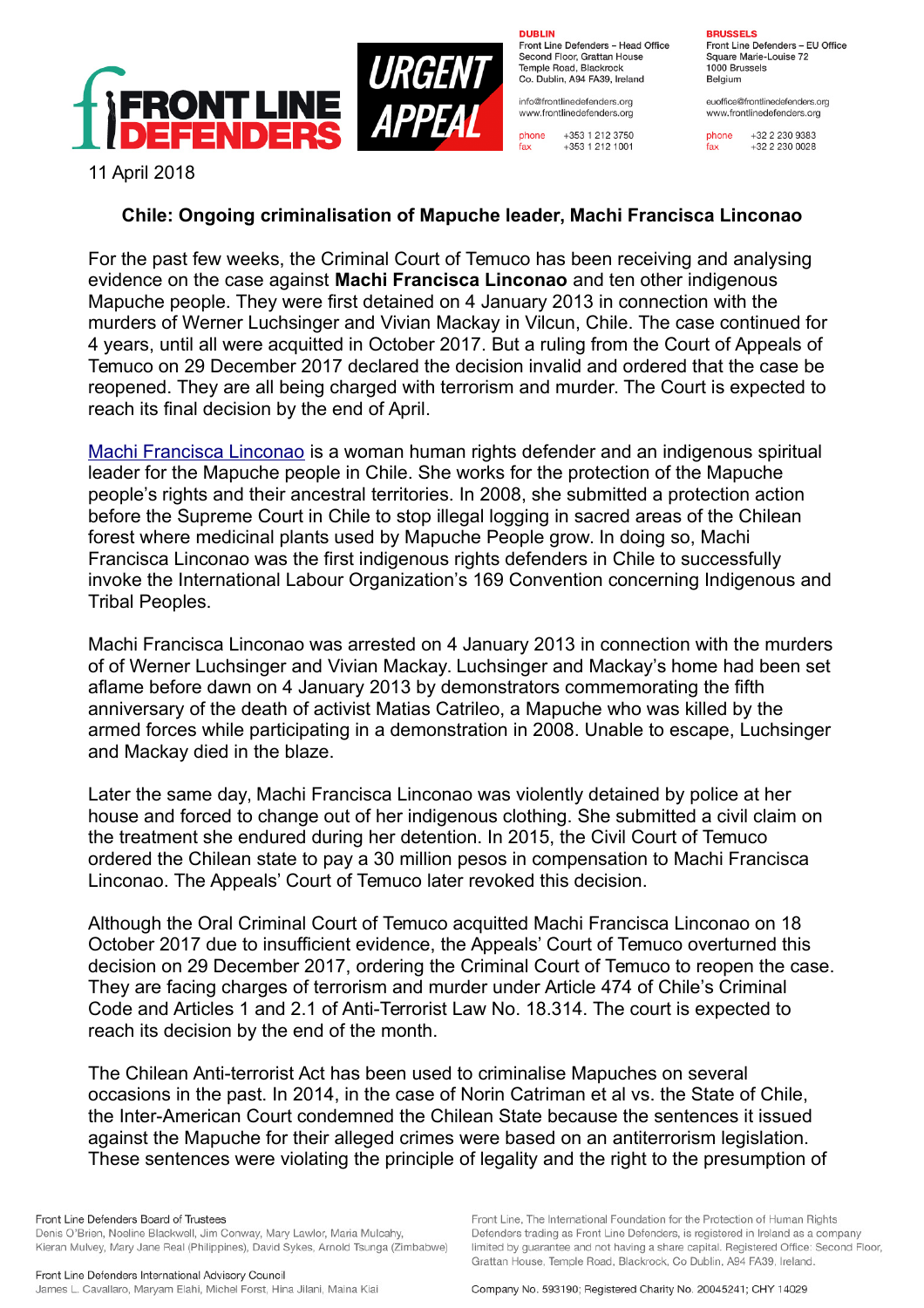**FRONT LINE DEFENDERS** | **URGENT APPEAL**

**DUBLIN**
Front Line Defenders – Head Office
Second Floor, Grattan House
Temple Road, Blackrock
Co. Dublin, A94 FA39, Ireland

info@frontlinedefenders.org
www.frontlinedefenders.org

phone +353 1 212 3750
fax +353 1 212 1001

**BRUSSELS**
Front Line Defenders – EU Office
Square Marie-Louise 72
1000 Brussels
Belgium

euoffice@frontlinedefenders.org
www.frontlinedefenders.org

phone +32 2 230 9383
fax +32 2 230 0028

11 April 2018

## Chile: Ongoing criminalisation of Mapuche leader, Machi Francisca Linconao

For the past few weeks, the Criminal Court of Temuco has been receiving and analysing evidence on the case against **Machi Francisca Linconao** and ten other indigenous Mapuche people. They were first detained on 4 January 2013 in connection with the murders of Werner Luchsinger and Vivian Mackay in Vilcun, Chile. The case continued for 4 years, until all were acquitted in October 2017. But a ruling from the Court of Appeals of Temuco on 29 December 2017 declared the decision invalid and ordered that the case be reopened. They are all being charged with terrorism and murder. The Court is expected to reach its final decision by the end of April.

Machi Francisca Linconao is a woman human rights defender and an indigenous spiritual leader for the Mapuche people in Chile. She works for the protection of the Mapuche people's rights and their ancestral territories. In 2008, she submitted a protection action before the Supreme Court in Chile to stop illegal logging in sacred areas of the Chilean forest where medicinal plants used by Mapuche People grow. In doing so, Machi Francisca Linconao was the first indigenous rights defenders in Chile to successfully invoke the International Labour Organization's 169 Convention concerning Indigenous and Tribal Peoples.

Machi Francisca Linconao was arrested on 4 January 2013 in connection with the murders of of Werner Luchsinger and Vivian Mackay. Luchsinger and Mackay's home had been set aflame before dawn on 4 January 2013 by demonstrators commemorating the fifth anniversary of the death of activist Matias Catrileo, a Mapuche who was killed by the armed forces while participating in a demonstration in 2008. Unable to escape, Luchsinger and Mackay died in the blaze.

Later the same day, Machi Francisca Linconao was violently detained by police at her house and forced to change out of her indigenous clothing. She submitted a civil claim on the treatment she endured during her detention. In 2015, the Civil Court of Temuco ordered the Chilean state to pay a 30 million pesos in compensation to Machi Francisca Linconao. The Appeals' Court of Temuco later revoked this decision.

Although the Oral Criminal Court of Temuco acquitted Machi Francisca Linconao on 18 October 2017 due to insufficient evidence, the Appeals' Court of Temuco overturned this decision on 29 December 2017, ordering the Criminal Court of Temuco to reopen the case. They are facing charges of terrorism and murder under Article 474 of Chile's Criminal Code and Articles 1 and 2.1 of Anti-Terrorist Law No. 18.314. The court is expected to reach its decision by the end of the month.

The Chilean Anti-terrorist Act has been used to criminalise Mapuches on several occasions in the past. In 2014, in the case of Norin Catriman et al vs. the State of Chile, the Inter-American Court condemned the Chilean State because the sentences it issued against the Mapuche for their alleged crimes were based on an antiterrorism legislation. These sentences were violating the principle of legality and the right to the presumption of

Front Line Defenders Board of Trustees
Denis O'Brien, Noeline Blackwell, Jim Conway, Mary Lawlor, Maria Mulcahy, Kieran Mulvey, Mary Jane Real (Philippines), David Sykes, Arnold Tsunga (Zimbabwe)

Front Line Defenders International Advisory Council
James L. Cavallaro, Maryam Elahi, Michel Forst, Hina Jilani, Maina Kiai

Front Line, The International Foundation for the Protection of Human Rights Defenders trading as Front Line Defenders, is registered in Ireland as a company limited by guarantee and not having a share capital. Registered Office: Second Floor, Grattan House, Temple Road, Blackrock, Co Dublin, A94 FA39, Ireland.

Company No. 593190; Registered Charity No. 20045241; CHY 14029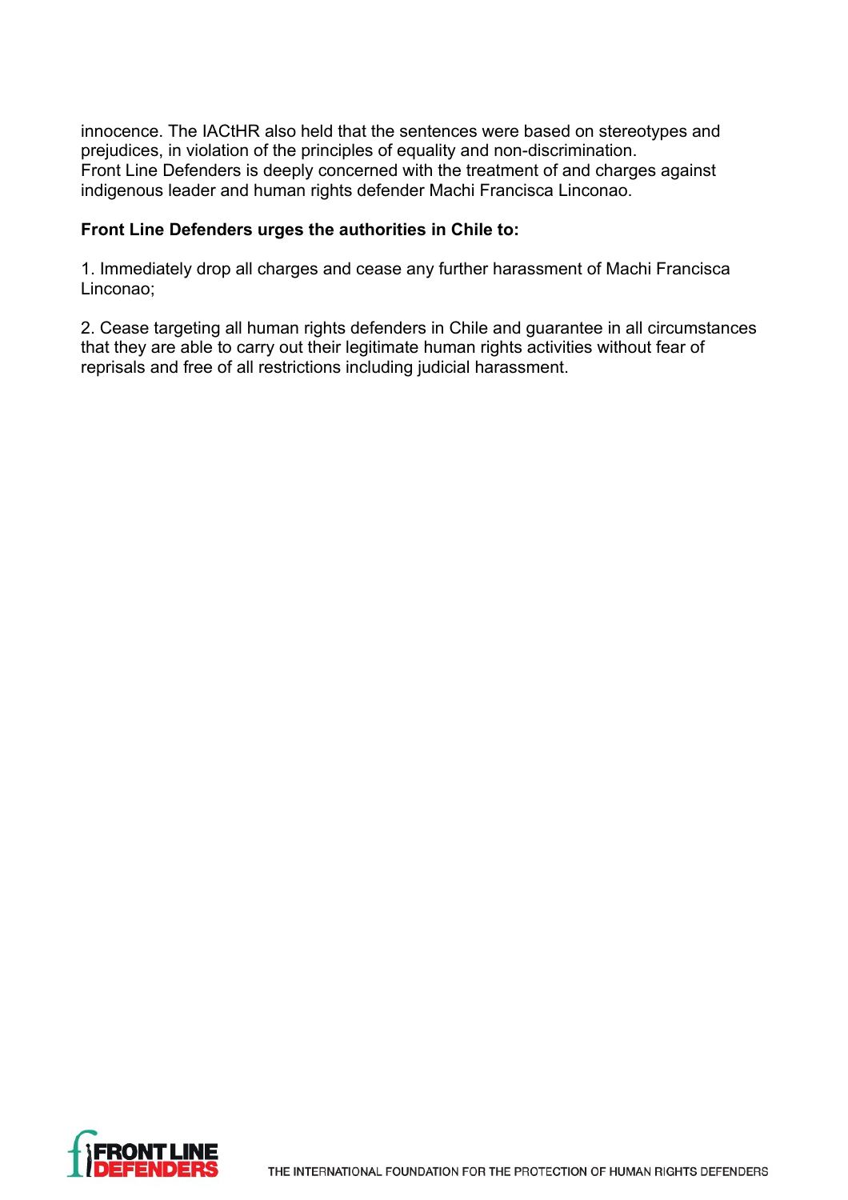innocence. The IACtHR also held that the sentences were based on stereotypes and prejudices, in violation of the principles of equality and non-discrimination.
Front Line Defenders is deeply concerned with the treatment of and charges against indigenous leader and human rights defender Machi Francisca Linconao.

**Front Line Defenders urges the authorities in Chile to:**

1. Immediately drop all charges and cease any further harassment of Machi Francisca Linconao;

2. Cease targeting all human rights defenders in Chile and guarantee in all circumstances that they are able to carry out their legitimate human rights activities without fear of reprisals and free of all restrictions including judicial harassment.